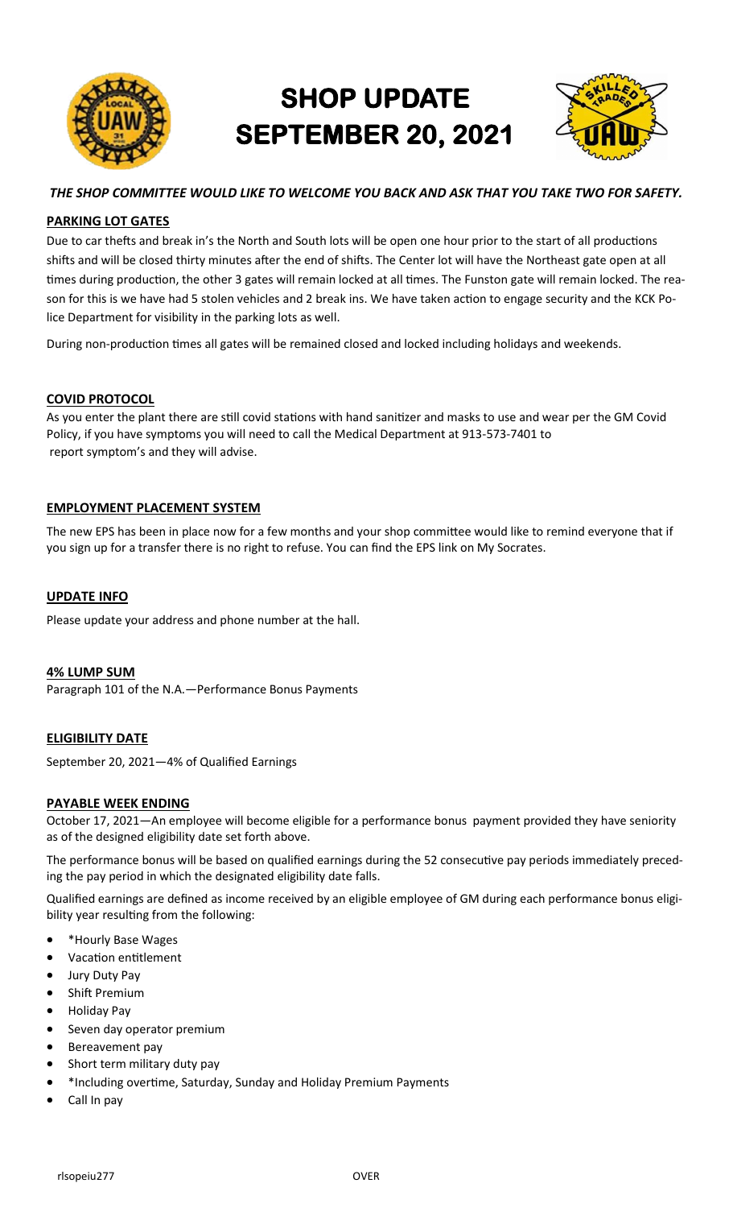# SHOP UPDATE SEPTEMBER 20, 2021

***THE SHOP COMMITTEE WOULD LIKE TO WELCOME YOU BACK AND ASK THAT YOU TAKE TWO FOR SAFETY.***

## PARKING LOT GATES

Due to car thefts and break in's the North and South lots will be open one hour prior to the start of all productions shifts and will be closed thirty minutes after the end of shifts. The Center lot will have the Northeast gate open at all times during production, the other 3 gates will remain locked at all times. The Funston gate will remain locked. The reason for this is we have had 5 stolen vehicles and 2 break ins. We have taken action to engage security and the KCK Police Department for visibility in the parking lots as well.

During non-production times all gates will be remained closed and locked including holidays and weekends.

## COVID PROTOCOL

As you enter the plant there are still covid stations with hand sanitizer and masks to use and wear per the GM Covid Policy, if you have symptoms you will need to call the Medical Department at 913-573-7401 to report symptom's and they will advise.

## EMPLOYMENT PLACEMENT SYSTEM

The new EPS has been in place now for a few months and your shop committee would like to remind everyone that if you sign up for a transfer there is no right to refuse. You can find the EPS link on My Socrates.

## UPDATE INFO

Please update your address and phone number at the hall.

## 4% LUMP SUM

Paragraph 101 of the N.A.—Performance Bonus Payments

## ELIGIBILITY DATE

September 20, 2021—4% of Qualified Earnings

## PAYABLE WEEK ENDING

October 17, 2021—An employee will become eligible for a performance bonus payment provided they have seniority as of the designed eligibility date set forth above.

The performance bonus will be based on qualified earnings during the 52 consecutive pay periods immediately preceding the pay period in which the designated eligibility date falls.

Qualified earnings are defined as income received by an eligible employee of GM during each performance bonus eligibility year resulting from the following:

- *Hourly Base Wages
- Vacation entitlement
- Jury Duty Pay
- Shift Premium
- Holiday Pay
- Seven day operator premium
- Bereavement pay
- Short term military duty pay
- *Including overtime, Saturday, Sunday and Holiday Premium Payments
- Call In pay

rlsopeiu277

OVER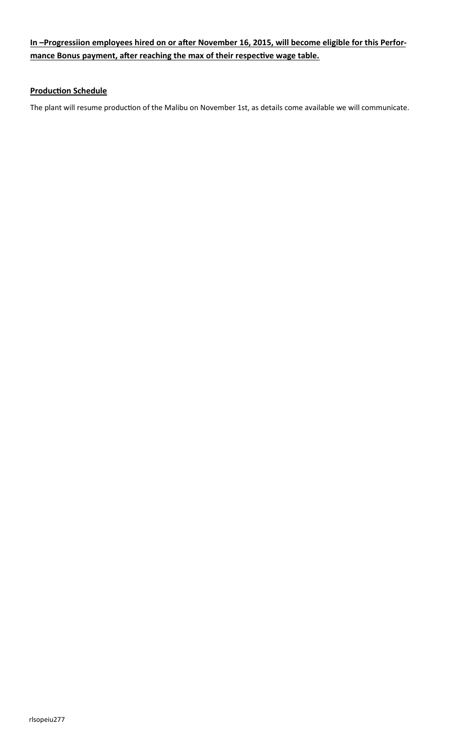**<u>In –Progressiion employees hired on or after November 16, 2015, will become eligible for this Performance Bonus payment, after reaching the max of their respective wage table.</u>**

**<u>Production Schedule</u>**

The plant will resume production of the Malibu on November 1st, as details come available we will communicate.

rlsopeiu277